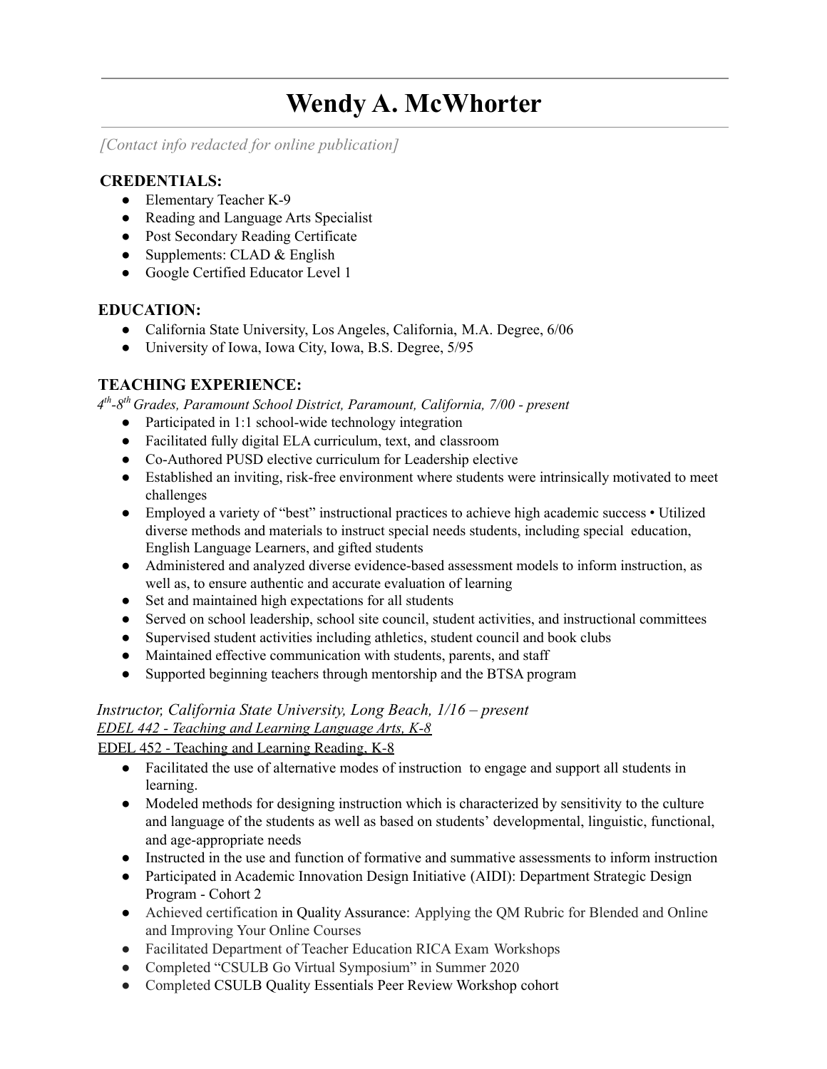# Wendy A. McWhorter

*[Contact info redacted for online publication]*

## CREDENTIALS:

- Elementary Teacher K-9
- Reading and Language Arts Specialist
- Post Secondary Reading Certificate
- Supplements: CLAD & English
- Google Certified Educator Level 1

## EDUCATION:

- California State University, Los Angeles, California, M.A. Degree, 6/06
- University of Iowa, Iowa City, Iowa, B.S. Degree, 5/95

## TEACHING EXPERIENCE:

*4th-8th Grades, Paramount School District, Paramount, California, 7/00 - present*

- Participated in 1:1 school-wide technology integration
- Facilitated fully digital ELA curriculum, text, and classroom
- Co-Authored PUSD elective curriculum for Leadership elective
- Established an inviting, risk-free environment where students were intrinsically motivated to meet challenges
- Employed a variety of "best" instructional practices to achieve high academic success • Utilized diverse methods and materials to instruct special needs students, including special education, English Language Learners, and gifted students
- Administered and analyzed diverse evidence-based assessment models to inform instruction, as well as, to ensure authentic and accurate evaluation of learning
- Set and maintained high expectations for all students
- Served on school leadership, school site council, student activities, and instructional committees
- Supervised student activities including athletics, student council and book clubs
- Maintained effective communication with students, parents, and staff
- Supported beginning teachers through mentorship and the BTSA program

*Instructor, California State University, Long Beach, 1/16 – present*

*EDEL 442 - Teaching and Learning Language Arts, K-8*

EDEL 452 - Teaching and Learning Reading, K-8

- Facilitated the use of alternative modes of instruction to engage and support all students in learning.
- Modeled methods for designing instruction which is characterized by sensitivity to the culture and language of the students as well as based on students' developmental, linguistic, functional, and age-appropriate needs
- Instructed in the use and function of formative and summative assessments to inform instruction
- Participated in Academic Innovation Design Initiative (AIDI): Department Strategic Design Program - Cohort 2
- Achieved certification in Quality Assurance: Applying the QM Rubric for Blended and Online and Improving Your Online Courses
- Facilitated Department of Teacher Education RICA Exam Workshops
- Completed "CSULB Go Virtual Symposium" in Summer 2020
- Completed CSULB Quality Essentials Peer Review Workshop cohort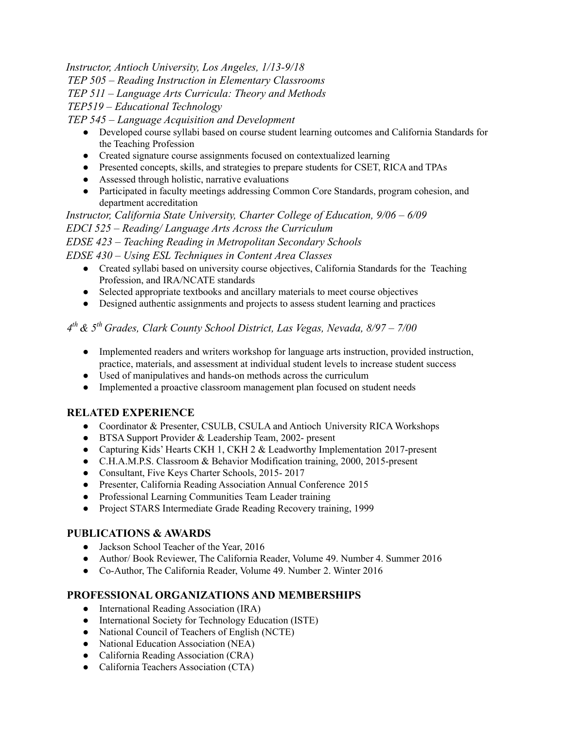*Instructor, Antioch University, Los Angeles, 1/13-9/18*
*TEP 505 – Reading Instruction in Elementary Classrooms*
*TEP 511 – Language Arts Curricula: Theory and Methods*
*TEP519 – Educational Technology*
*TEP 545 – Language Acquisition and Development*

- Developed course syllabi based on course student learning outcomes and California Standards for the Teaching Profession
- Created signature course assignments focused on contextualized learning
- Presented concepts, skills, and strategies to prepare students for CSET, RICA and TPAs
- Assessed through holistic, narrative evaluations
- Participated in faculty meetings addressing Common Core Standards, program cohesion, and department accreditation

*Instructor, California State University, Charter College of Education, 9/06 – 6/09*
*EDCI 525 – Reading/ Language Arts Across the Curriculum*
*EDSE 423 – Teaching Reading in Metropolitan Secondary Schools*
*EDSE 430 – Using ESL Techniques in Content Area Classes*

- Created syllabi based on university course objectives, California Standards for the Teaching Profession, and IRA/NCATE standards
- Selected appropriate textbooks and ancillary materials to meet course objectives
- Designed authentic assignments and projects to assess student learning and practices

*4th & 5th Grades, Clark County School District, Las Vegas, Nevada, 8/97 – 7/00*

- Implemented readers and writers workshop for language arts instruction, provided instruction, practice, materials, and assessment at individual student levels to increase student success
- Used of manipulatives and hands-on methods across the curriculum
- Implemented a proactive classroom management plan focused on student needs

## RELATED EXPERIENCE

- Coordinator & Presenter, CSULB, CSULA and Antioch University RICA Workshops
- BTSA Support Provider & Leadership Team, 2002- present
- Capturing Kids' Hearts CKH 1, CKH 2 & Leadworthy Implementation 2017-present
- C.H.A.M.P.S. Classroom & Behavior Modification training, 2000, 2015-present
- Consultant, Five Keys Charter Schools, 2015- 2017
- Presenter, California Reading Association Annual Conference 2015
- Professional Learning Communities Team Leader training
- Project STARS Intermediate Grade Reading Recovery training, 1999

## PUBLICATIONS & AWARDS

- Jackson School Teacher of the Year, 2016
- Author/ Book Reviewer, The California Reader, Volume 49. Number 4. Summer 2016
- Co-Author, The California Reader, Volume 49. Number 2. Winter 2016

## PROFESSIONAL ORGANIZATIONS AND MEMBERSHIPS

- International Reading Association (IRA)
- International Society for Technology Education (ISTE)
- National Council of Teachers of English (NCTE)
- National Education Association (NEA)
- California Reading Association (CRA)
- California Teachers Association (CTA)